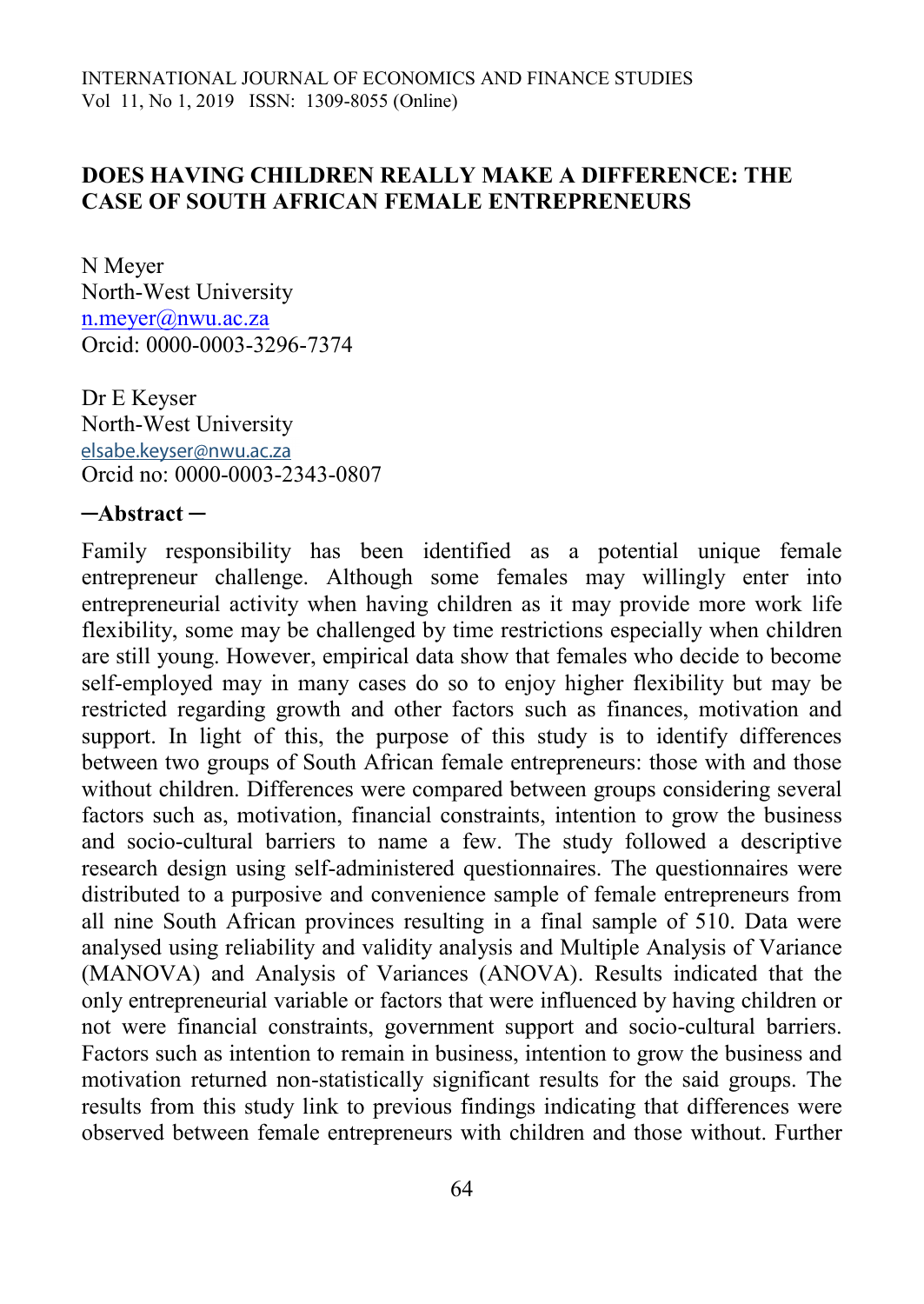# DOES HAVING CHILDREN REALLY MAKE A DIFFERENCE: THE CASE OF SOUTH AFRICAN FEMALE ENTREPRENEURS

N Meyer
North-West University
n.meyer@nwu.ac.za
Orcid: 0000-0003-3296-7374

Dr E Keyser
North-West University
elsabe.keyser@nwu.ac.za
Orcid no: 0000-0003-2343-0807

## ─Abstract ─

Family responsibility has been identified as a potential unique female entrepreneur challenge. Although some females may willingly enter into entrepreneurial activity when having children as it may provide more work life flexibility, some may be challenged by time restrictions especially when children are still young. However, empirical data show that females who decide to become self-employed may in many cases do so to enjoy higher flexibility but may be restricted regarding growth and other factors such as finances, motivation and support. In light of this, the purpose of this study is to identify differences between two groups of South African female entrepreneurs: those with and those without children. Differences were compared between groups considering several factors such as, motivation, financial constraints, intention to grow the business and socio-cultural barriers to name a few. The study followed a descriptive research design using self-administered questionnaires. The questionnaires were distributed to a purposive and convenience sample of female entrepreneurs from all nine South African provinces resulting in a final sample of 510. Data were analysed using reliability and validity analysis and Multiple Analysis of Variance (MANOVA) and Analysis of Variances (ANOVA). Results indicated that the only entrepreneurial variable or factors that were influenced by having children or not were financial constraints, government support and socio-cultural barriers. Factors such as intention to remain in business, intention to grow the business and motivation returned non-statistically significant results for the said groups. The results from this study link to previous findings indicating that differences were observed between female entrepreneurs with children and those without. Further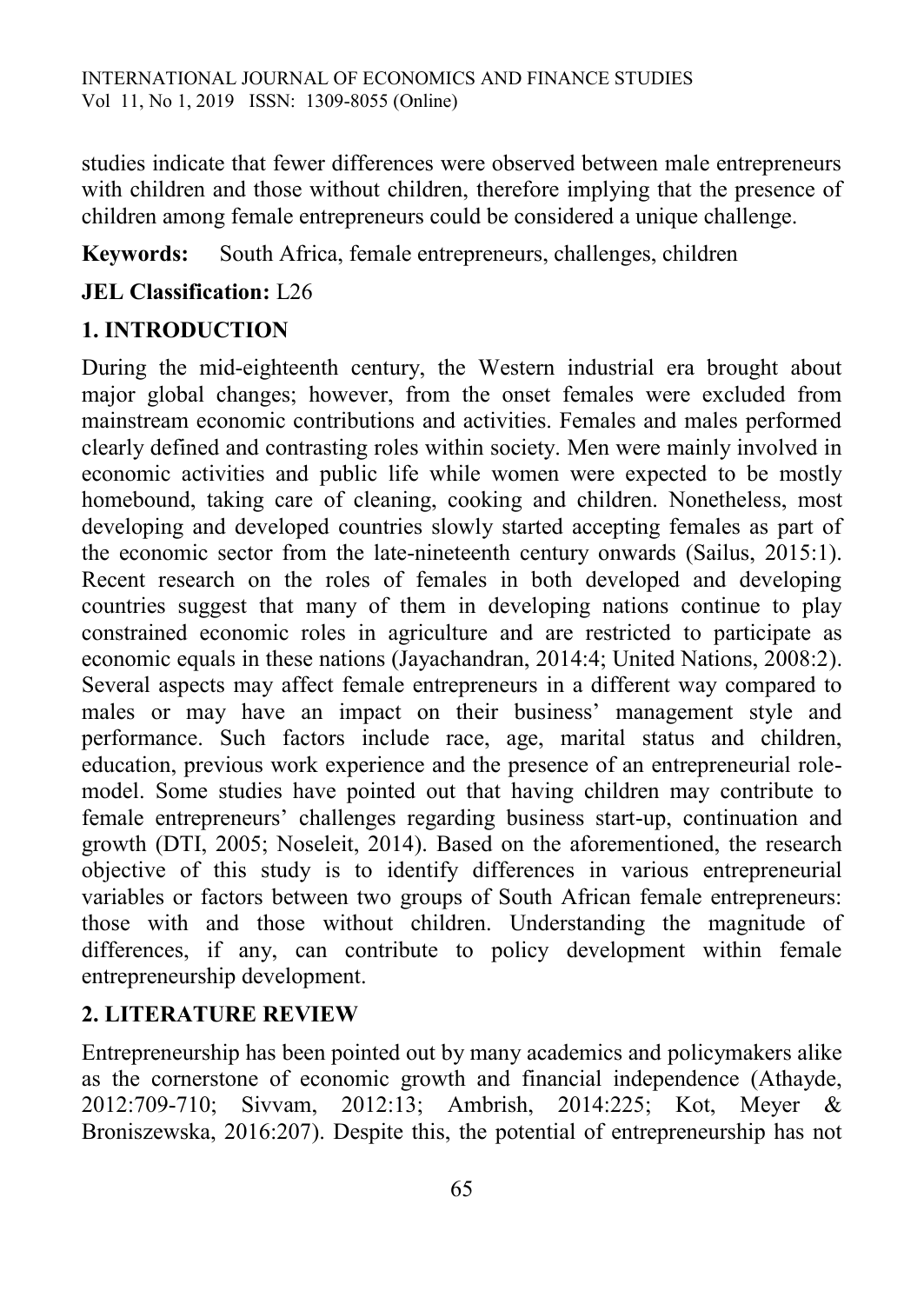studies indicate that fewer differences were observed between male entrepreneurs with children and those without children, therefore implying that the presence of children among female entrepreneurs could be considered a unique challenge.

**Keywords:** South Africa, female entrepreneurs, challenges, children

**JEL Classification:** L26

## 1. INTRODUCTION

During the mid-eighteenth century, the Western industrial era brought about major global changes; however, from the onset females were excluded from mainstream economic contributions and activities. Females and males performed clearly defined and contrasting roles within society. Men were mainly involved in economic activities and public life while women were expected to be mostly homebound, taking care of cleaning, cooking and children. Nonetheless, most developing and developed countries slowly started accepting females as part of the economic sector from the late-nineteenth century onwards (Sailus, 2015:1). Recent research on the roles of females in both developed and developing countries suggest that many of them in developing nations continue to play constrained economic roles in agriculture and are restricted to participate as economic equals in these nations (Jayachandran, 2014:4; United Nations, 2008:2). Several aspects may affect female entrepreneurs in a different way compared to males or may have an impact on their business' management style and performance. Such factors include race, age, marital status and children, education, previous work experience and the presence of an entrepreneurial role-model. Some studies have pointed out that having children may contribute to female entrepreneurs' challenges regarding business start-up, continuation and growth (DTI, 2005; Noseleit, 2014). Based on the aforementioned, the research objective of this study is to identify differences in various entrepreneurial variables or factors between two groups of South African female entrepreneurs: those with and those without children. Understanding the magnitude of differences, if any, can contribute to policy development within female entrepreneurship development.

## 2. LITERATURE REVIEW

Entrepreneurship has been pointed out by many academics and policymakers alike as the cornerstone of economic growth and financial independence (Athayde, 2012:709-710; Sivvam, 2012:13; Ambrish, 2014:225; Kot, Meyer & Broniszewska, 2016:207). Despite this, the potential of entrepreneurship has not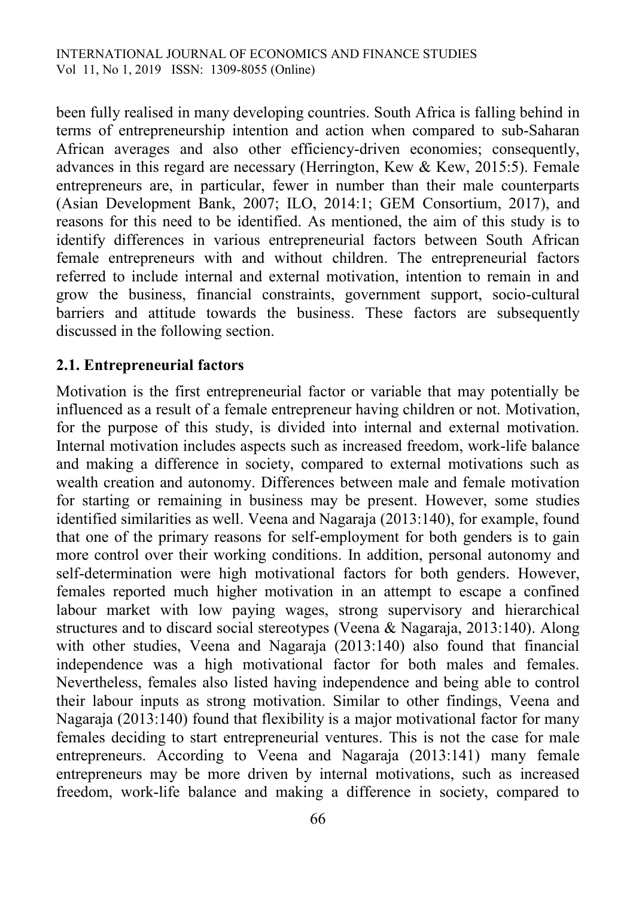been fully realised in many developing countries. South Africa is falling behind in terms of entrepreneurship intention and action when compared to sub-Saharan African averages and also other efficiency-driven economies; consequently, advances in this regard are necessary (Herrington, Kew & Kew, 2015:5). Female entrepreneurs are, in particular, fewer in number than their male counterparts (Asian Development Bank, 2007; ILO, 2014:1; GEM Consortium, 2017), and reasons for this need to be identified. As mentioned, the aim of this study is to identify differences in various entrepreneurial factors between South African female entrepreneurs with and without children. The entrepreneurial factors referred to include internal and external motivation, intention to remain in and grow the business, financial constraints, government support, socio-cultural barriers and attitude towards the business. These factors are subsequently discussed in the following section.

## 2.1. Entrepreneurial factors

Motivation is the first entrepreneurial factor or variable that may potentially be influenced as a result of a female entrepreneur having children or not. Motivation, for the purpose of this study, is divided into internal and external motivation. Internal motivation includes aspects such as increased freedom, work-life balance and making a difference in society, compared to external motivations such as wealth creation and autonomy. Differences between male and female motivation for starting or remaining in business may be present. However, some studies identified similarities as well. Veena and Nagaraja (2013:140), for example, found that one of the primary reasons for self-employment for both genders is to gain more control over their working conditions. In addition, personal autonomy and self-determination were high motivational factors for both genders. However, females reported much higher motivation in an attempt to escape a confined labour market with low paying wages, strong supervisory and hierarchical structures and to discard social stereotypes (Veena & Nagaraja, 2013:140). Along with other studies, Veena and Nagaraja (2013:140) also found that financial independence was a high motivational factor for both males and females. Nevertheless, females also listed having independence and being able to control their labour inputs as strong motivation. Similar to other findings, Veena and Nagaraja (2013:140) found that flexibility is a major motivational factor for many females deciding to start entrepreneurial ventures. This is not the case for male entrepreneurs. According to Veena and Nagaraja (2013:141) many female entrepreneurs may be more driven by internal motivations, such as increased freedom, work-life balance and making a difference in society, compared to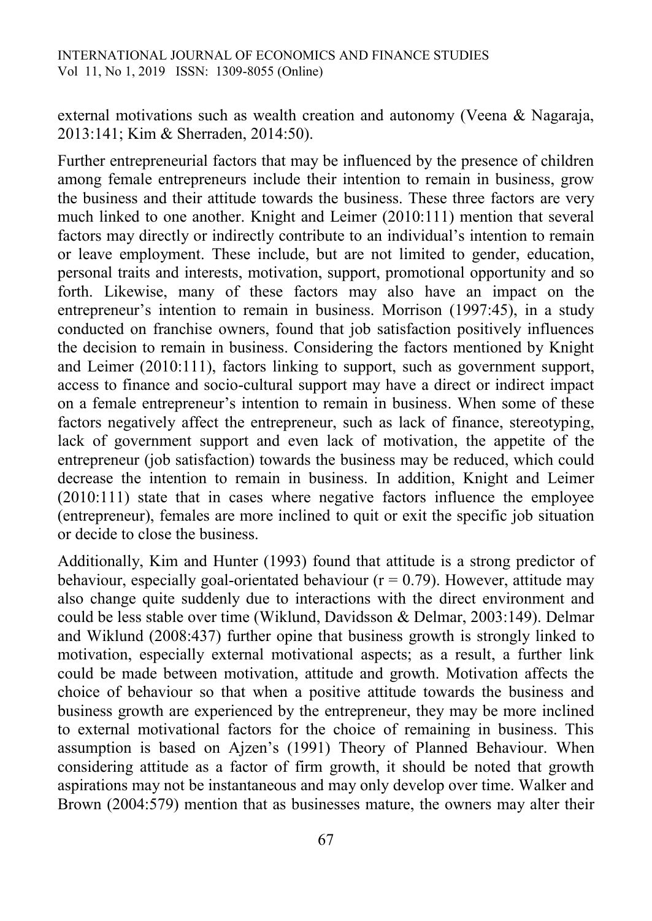external motivations such as wealth creation and autonomy (Veena & Nagaraja, 2013:141; Kim & Sherraden, 2014:50).

Further entrepreneurial factors that may be influenced by the presence of children among female entrepreneurs include their intention to remain in business, grow the business and their attitude towards the business. These three factors are very much linked to one another. Knight and Leimer (2010:111) mention that several factors may directly or indirectly contribute to an individual's intention to remain or leave employment. These include, but are not limited to gender, education, personal traits and interests, motivation, support, promotional opportunity and so forth. Likewise, many of these factors may also have an impact on the entrepreneur's intention to remain in business. Morrison (1997:45), in a study conducted on franchise owners, found that job satisfaction positively influences the decision to remain in business. Considering the factors mentioned by Knight and Leimer (2010:111), factors linking to support, such as government support, access to finance and socio-cultural support may have a direct or indirect impact on a female entrepreneur's intention to remain in business. When some of these factors negatively affect the entrepreneur, such as lack of finance, stereotyping, lack of government support and even lack of motivation, the appetite of the entrepreneur (job satisfaction) towards the business may be reduced, which could decrease the intention to remain in business. In addition, Knight and Leimer (2010:111) state that in cases where negative factors influence the employee (entrepreneur), females are more inclined to quit or exit the specific job situation or decide to close the business.

Additionally, Kim and Hunter (1993) found that attitude is a strong predictor of behaviour, especially goal-orientated behaviour ($r = 0.79$). However, attitude may also change quite suddenly due to interactions with the direct environment and could be less stable over time (Wiklund, Davidsson & Delmar, 2003:149). Delmar and Wiklund (2008:437) further opine that business growth is strongly linked to motivation, especially external motivational aspects; as a result, a further link could be made between motivation, attitude and growth. Motivation affects the choice of behaviour so that when a positive attitude towards the business and business growth are experienced by the entrepreneur, they may be more inclined to external motivational factors for the choice of remaining in business. This assumption is based on Ajzen's (1991) Theory of Planned Behaviour. When considering attitude as a factor of firm growth, it should be noted that growth aspirations may not be instantaneous and may only develop over time. Walker and Brown (2004:579) mention that as businesses mature, the owners may alter their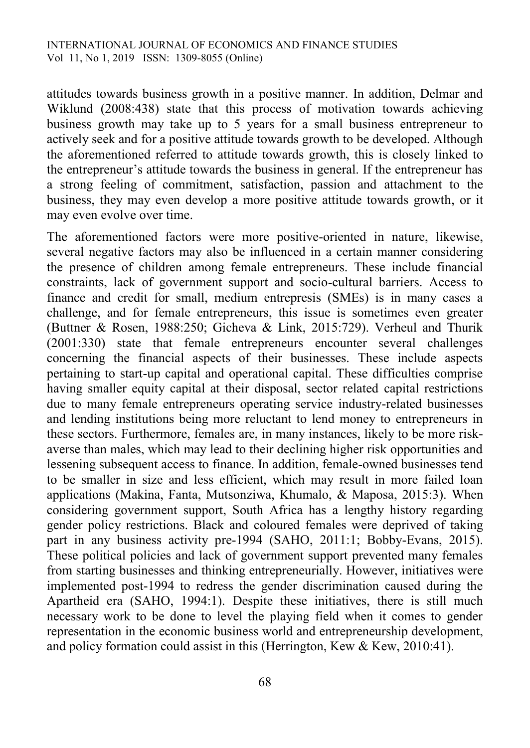attitudes towards business growth in a positive manner. In addition, Delmar and Wiklund (2008:438) state that this process of motivation towards achieving business growth may take up to 5 years for a small business entrepreneur to actively seek and for a positive attitude towards growth to be developed. Although the aforementioned referred to attitude towards growth, this is closely linked to the entrepreneur's attitude towards the business in general. If the entrepreneur has a strong feeling of commitment, satisfaction, passion and attachment to the business, they may even develop a more positive attitude towards growth, or it may even evolve over time.

The aforementioned factors were more positive-oriented in nature, likewise, several negative factors may also be influenced in a certain manner considering the presence of children among female entrepreneurs. These include financial constraints, lack of government support and socio-cultural barriers. Access to finance and credit for small, medium entrepresis (SMEs) is in many cases a challenge, and for female entrepreneurs, this issue is sometimes even greater (Buttner & Rosen, 1988:250; Gicheva & Link, 2015:729). Verheul and Thurik (2001:330) state that female entrepreneurs encounter several challenges concerning the financial aspects of their businesses. These include aspects pertaining to start-up capital and operational capital. These difficulties comprise having smaller equity capital at their disposal, sector related capital restrictions due to many female entrepreneurs operating service industry-related businesses and lending institutions being more reluctant to lend money to entrepreneurs in these sectors. Furthermore, females are, in many instances, likely to be more risk-averse than males, which may lead to their declining higher risk opportunities and lessening subsequent access to finance. In addition, female-owned businesses tend to be smaller in size and less efficient, which may result in more failed loan applications (Makina, Fanta, Mutsonziwa, Khumalo, & Maposa, 2015:3). When considering government support, South Africa has a lengthy history regarding gender policy restrictions. Black and coloured females were deprived of taking part in any business activity pre-1994 (SAHO, 2011:1; Bobby-Evans, 2015). These political policies and lack of government support prevented many females from starting businesses and thinking entrepreneurially. However, initiatives were implemented post-1994 to redress the gender discrimination caused during the Apartheid era (SAHO, 1994:1). Despite these initiatives, there is still much necessary work to be done to level the playing field when it comes to gender representation in the economic business world and entrepreneurship development, and policy formation could assist in this (Herrington, Kew & Kew, 2010:41).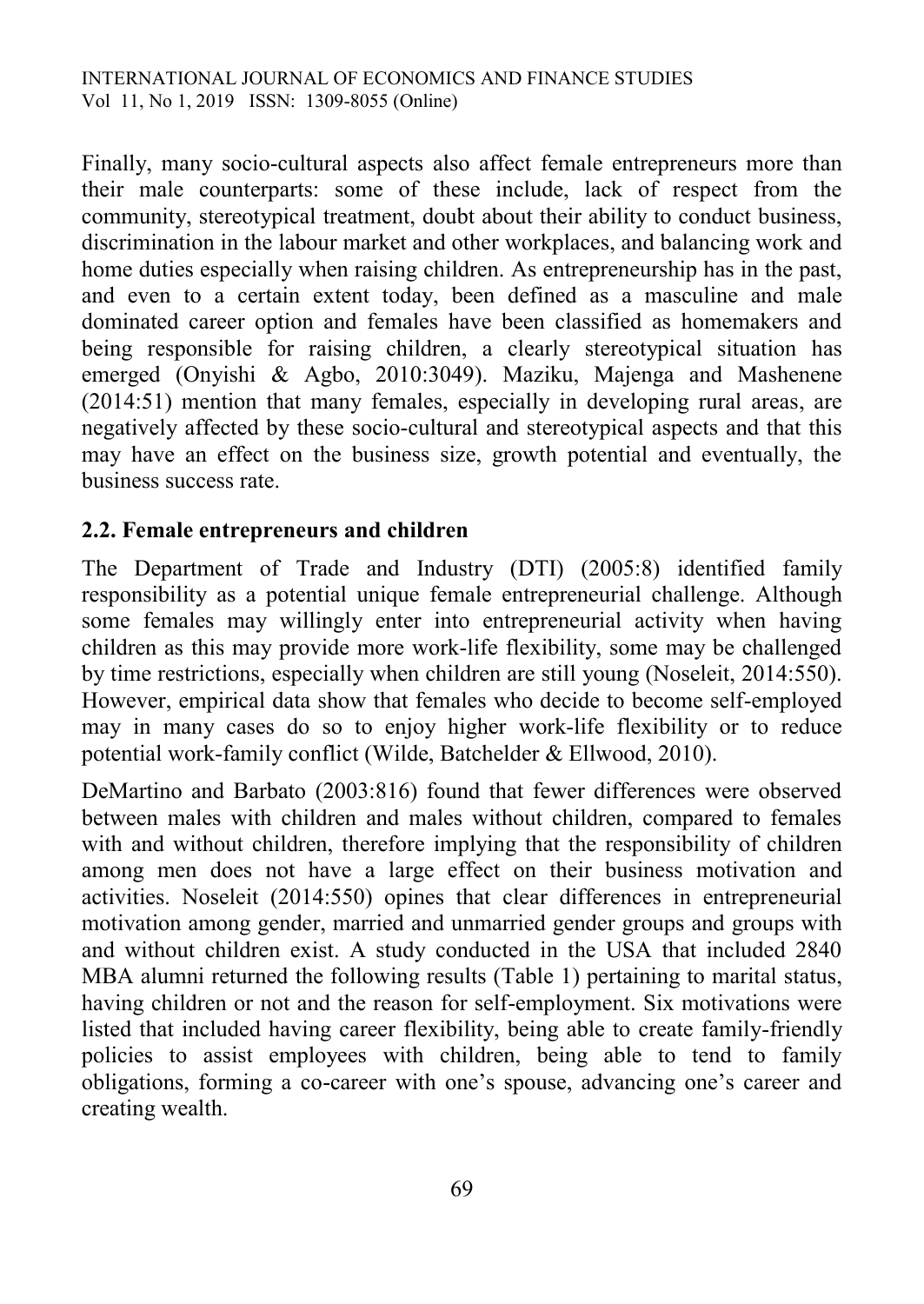Finally, many socio-cultural aspects also affect female entrepreneurs more than their male counterparts: some of these include, lack of respect from the community, stereotypical treatment, doubt about their ability to conduct business, discrimination in the labour market and other workplaces, and balancing work and home duties especially when raising children. As entrepreneurship has in the past, and even to a certain extent today, been defined as a masculine and male dominated career option and females have been classified as homemakers and being responsible for raising children, a clearly stereotypical situation has emerged (Onyishi & Agbo, 2010:3049). Maziku, Majenga and Mashenene (2014:51) mention that many females, especially in developing rural areas, are negatively affected by these socio-cultural and stereotypical aspects and that this may have an effect on the business size, growth potential and eventually, the business success rate.

## 2.2. Female entrepreneurs and children

The Department of Trade and Industry (DTI) (2005:8) identified family responsibility as a potential unique female entrepreneurial challenge. Although some females may willingly enter into entrepreneurial activity when having children as this may provide more work-life flexibility, some may be challenged by time restrictions, especially when children are still young (Noseleit, 2014:550). However, empirical data show that females who decide to become self-employed may in many cases do so to enjoy higher work-life flexibility or to reduce potential work-family conflict (Wilde, Batchelder & Ellwood, 2010).

DeMartino and Barbato (2003:816) found that fewer differences were observed between males with children and males without children, compared to females with and without children, therefore implying that the responsibility of children among men does not have a large effect on their business motivation and activities. Noseleit (2014:550) opines that clear differences in entrepreneurial motivation among gender, married and unmarried gender groups and groups with and without children exist. A study conducted in the USA that included 2840 MBA alumni returned the following results (Table 1) pertaining to marital status, having children or not and the reason for self-employment. Six motivations were listed that included having career flexibility, being able to create family-friendly policies to assist employees with children, being able to tend to family obligations, forming a co-career with one's spouse, advancing one's career and creating wealth.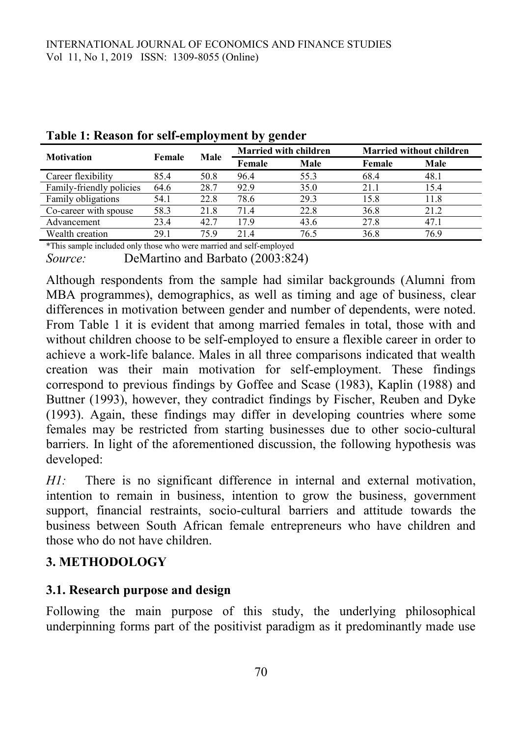**Table 1: Reason for self-employment by gender**

| Motivation | Female | Male | Married with children | | Married without children | |
|---|---|---|---|---|---|---|
| | | | Female | Male | Female | Male |
| Career flexibility | 85.4 | 50.8 | 96.4 | 55.3 | 68.4 | 48.1 |
| Family-friendly policies | 64.6 | 28.7 | 92.9 | 35.0 | 21.1 | 15.4 |
| Family obligations | 54.1 | 22.8 | 78.6 | 29.3 | 15.8 | 11.8 |
| Co-career with spouse | 58.3 | 21.8 | 71.4 | 22.8 | 36.8 | 21.2 |
| Advancement | 23.4 | 42.7 | 17.9 | 43.6 | 27.8 | 47.1 |
| Wealth creation | 29.1 | 75.9 | 21.4 | 76.5 | 36.8 | 76.9 |

*This sample included only those who were married and self-employed

*Source:* DeMartino and Barbato (2003:824)

Although respondents from the sample had similar backgrounds (Alumni from MBA programmes), demographics, as well as timing and age of business, clear differences in motivation between gender and number of dependents, were noted. From Table 1 it is evident that among married females in total, those with and without children choose to be self-employed to ensure a flexible career in order to achieve a work-life balance. Males in all three comparisons indicated that wealth creation was their main motivation for self-employment. These findings correspond to previous findings by Goffee and Scase (1983), Kaplin (1988) and Buttner (1993), however, they contradict findings by Fischer, Reuben and Dyke (1993). Again, these findings may differ in developing countries where some females may be restricted from starting businesses due to other socio-cultural barriers. In light of the aforementioned discussion, the following hypothesis was developed:

*H1:* There is no significant difference in internal and external motivation, intention to remain in business, intention to grow the business, government support, financial restraints, socio-cultural barriers and attitude towards the business between South African female entrepreneurs who have children and those who do not have children.

## 3. METHODOLOGY

### 3.1. Research purpose and design

Following the main purpose of this study, the underlying philosophical underpinning forms part of the positivist paradigm as it predominantly made use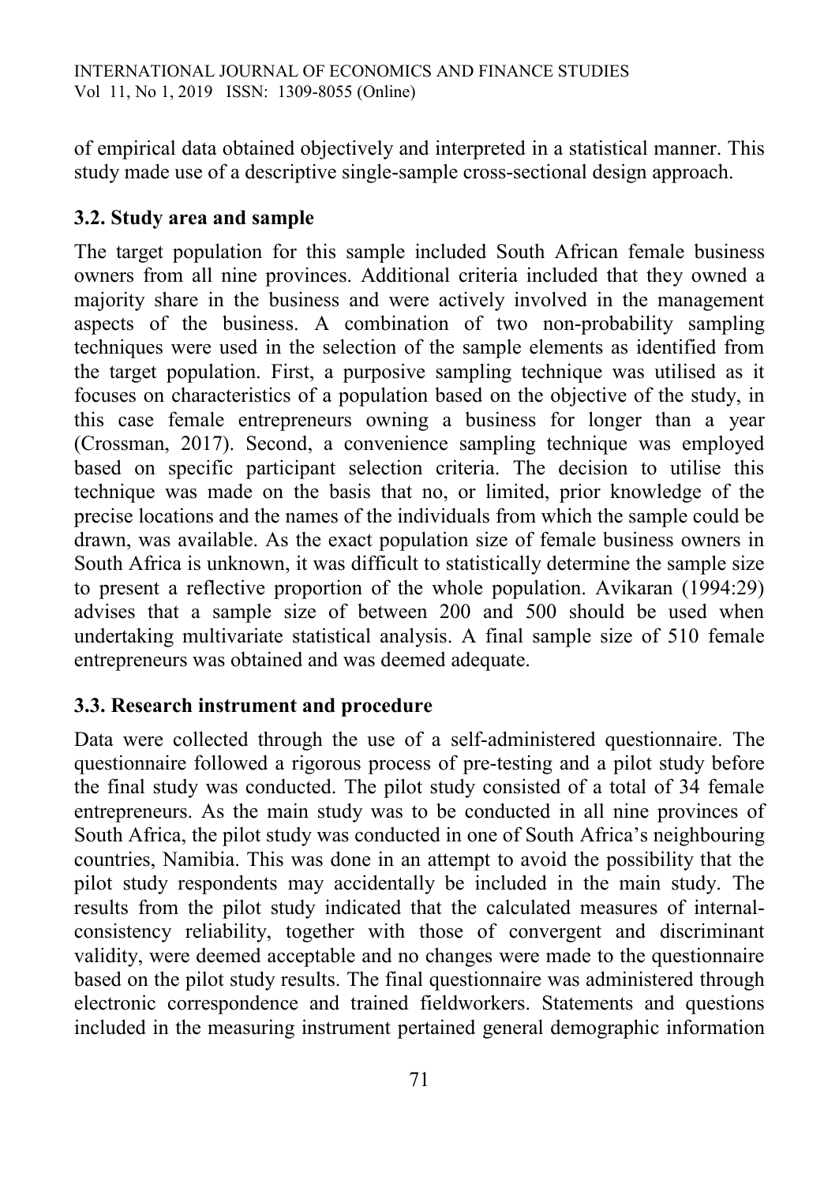of empirical data obtained objectively and interpreted in a statistical manner. This study made use of a descriptive single-sample cross-sectional design approach.

### 3.2. Study area and sample

The target population for this sample included South African female business owners from all nine provinces. Additional criteria included that they owned a majority share in the business and were actively involved in the management aspects of the business. A combination of two non-probability sampling techniques were used in the selection of the sample elements as identified from the target population. First, a purposive sampling technique was utilised as it focuses on characteristics of a population based on the objective of the study, in this case female entrepreneurs owning a business for longer than a year (Crossman, 2017). Second, a convenience sampling technique was employed based on specific participant selection criteria. The decision to utilise this technique was made on the basis that no, or limited, prior knowledge of the precise locations and the names of the individuals from which the sample could be drawn, was available. As the exact population size of female business owners in South Africa is unknown, it was difficult to statistically determine the sample size to present a reflective proportion of the whole population. Avikaran (1994:29) advises that a sample size of between 200 and 500 should be used when undertaking multivariate statistical analysis. A final sample size of 510 female entrepreneurs was obtained and was deemed adequate.

### 3.3. Research instrument and procedure

Data were collected through the use of a self-administered questionnaire. The questionnaire followed a rigorous process of pre-testing and a pilot study before the final study was conducted. The pilot study consisted of a total of 34 female entrepreneurs. As the main study was to be conducted in all nine provinces of South Africa, the pilot study was conducted in one of South Africa's neighbouring countries, Namibia. This was done in an attempt to avoid the possibility that the pilot study respondents may accidentally be included in the main study. The results from the pilot study indicated that the calculated measures of internal-consistency reliability, together with those of convergent and discriminant validity, were deemed acceptable and no changes were made to the questionnaire based on the pilot study results. The final questionnaire was administered through electronic correspondence and trained fieldworkers. Statements and questions included in the measuring instrument pertained general demographic information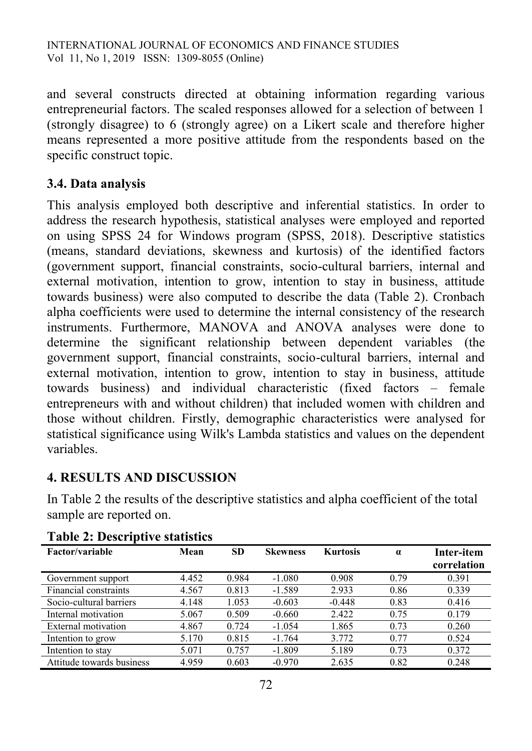and several constructs directed at obtaining information regarding various entrepreneurial factors. The scaled responses allowed for a selection of between 1 (strongly disagree) to 6 (strongly agree) on a Likert scale and therefore higher means represented a more positive attitude from the respondents based on the specific construct topic.

### 3.4. Data analysis

This analysis employed both descriptive and inferential statistics. In order to address the research hypothesis, statistical analyses were employed and reported on using SPSS 24 for Windows program (SPSS, 2018). Descriptive statistics (means, standard deviations, skewness and kurtosis) of the identified factors (government support, financial constraints, socio-cultural barriers, internal and external motivation, intention to grow, intention to stay in business, attitude towards business) were also computed to describe the data (Table 2). Cronbach alpha coefficients were used to determine the internal consistency of the research instruments. Furthermore, MANOVA and ANOVA analyses were done to determine the significant relationship between dependent variables (the government support, financial constraints, socio-cultural barriers, internal and external motivation, intention to grow, intention to stay in business, attitude towards business) and individual characteristic (fixed factors – female entrepreneurs with and without children) that included women with children and those without children. Firstly, demographic characteristics were analysed for statistical significance using Wilk's Lambda statistics and values on the dependent variables.

## 4. RESULTS AND DISCUSSION

In Table 2 the results of the descriptive statistics and alpha coefficient of the total sample are reported on.

**Table 2: Descriptive statistics**

| Factor/variable | Mean | SD | Skewness | Kurtosis | α | Inter-item correlation |
|---|---|---|---|---|---|---|
| Government support | 4.452 | 0.984 | -1.080 | 0.908 | 0.79 | 0.391 |
| Financial constraints | 4.567 | 0.813 | -1.589 | 2.933 | 0.86 | 0.339 |
| Socio-cultural barriers | 4.148 | 1.053 | -0.603 | -0.448 | 0.83 | 0.416 |
| Internal motivation | 5.067 | 0.509 | -0.660 | 2.422 | 0.75 | 0.179 |
| External motivation | 4.867 | 0.724 | -1.054 | 1.865 | 0.73 | 0.260 |
| Intention to grow | 5.170 | 0.815 | -1.764 | 3.772 | 0.77 | 0.524 |
| Intention to stay | 5.071 | 0.757 | -1.809 | 5.189 | 0.73 | 0.372 |
| Attitude towards business | 4.959 | 0.603 | -0.970 | 2.635 | 0.82 | 0.248 |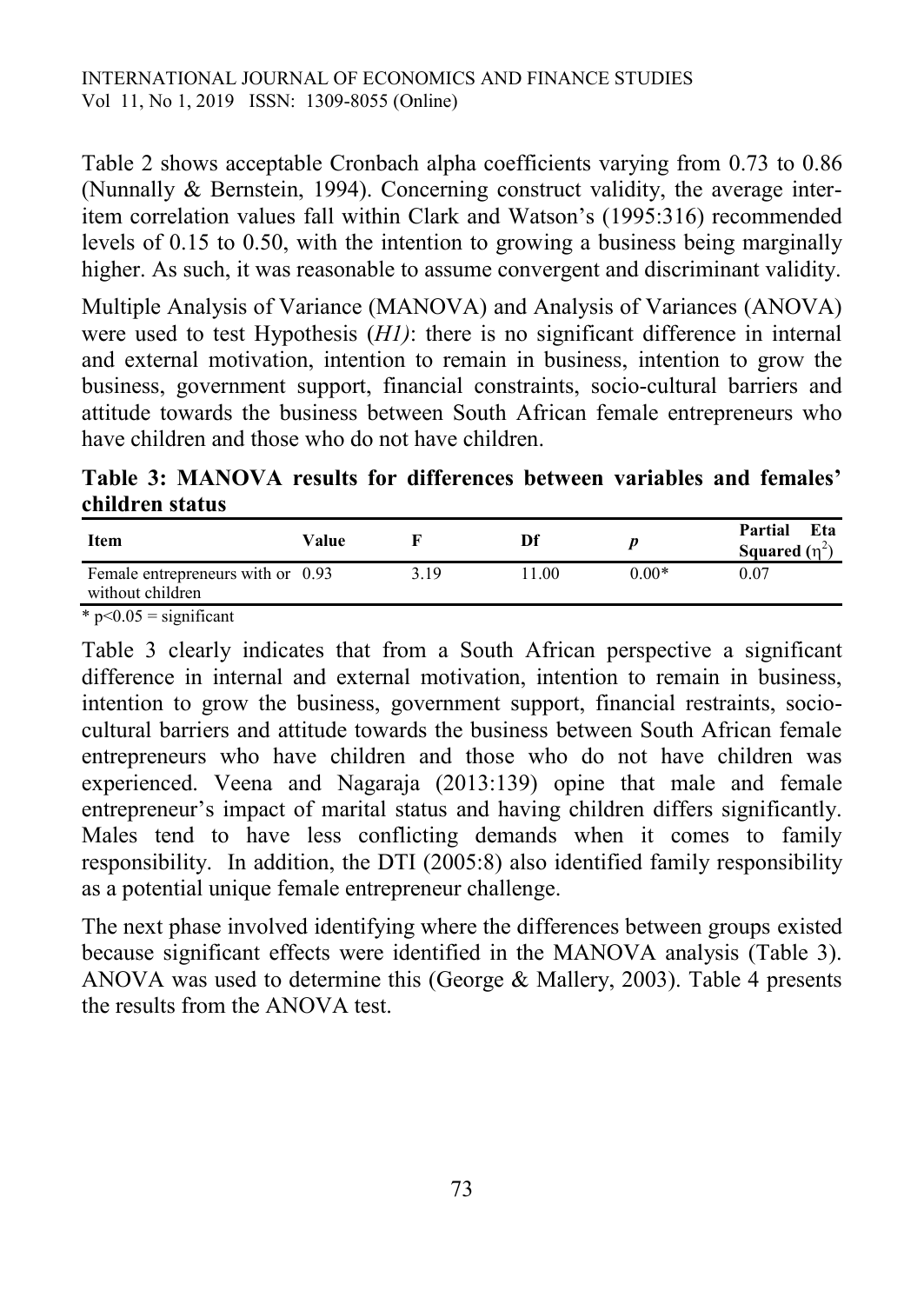Table 2 shows acceptable Cronbach alpha coefficients varying from 0.73 to 0.86 (Nunnally & Bernstein, 1994). Concerning construct validity, the average inter-item correlation values fall within Clark and Watson's (1995:316) recommended levels of 0.15 to 0.50, with the intention to growing a business being marginally higher. As such, it was reasonable to assume convergent and discriminant validity.

Multiple Analysis of Variance (MANOVA) and Analysis of Variances (ANOVA) were used to test Hypothesis (*H1)*: there is no significant difference in internal and external motivation, intention to remain in business, intention to grow the business, government support, financial constraints, socio-cultural barriers and attitude towards the business between South African female entrepreneurs who have children and those who do not have children.

**Table 3: MANOVA results for differences between variables and females' children status**

| Item | Value | F | Df | *p* | Partial Eta Squared ($\eta^2$) |
|---|---|---|---|---|---|
| Female entrepreneurs with or without children | 0.93 | 3.19 | 11.00 | 0.00* | 0.07 |

\* $p<0.05$ = significant

Table 3 clearly indicates that from a South African perspective a significant difference in internal and external motivation, intention to remain in business, intention to grow the business, government support, financial restraints, socio-cultural barriers and attitude towards the business between South African female entrepreneurs who have children and those who do not have children was experienced. Veena and Nagaraja (2013:139) opine that male and female entrepreneur's impact of marital status and having children differs significantly. Males tend to have less conflicting demands when it comes to family responsibility. In addition, the DTI (2005:8) also identified family responsibility as a potential unique female entrepreneur challenge.

The next phase involved identifying where the differences between groups existed because significant effects were identified in the MANOVA analysis (Table 3). ANOVA was used to determine this (George & Mallery, 2003). Table 4 presents the results from the ANOVA test.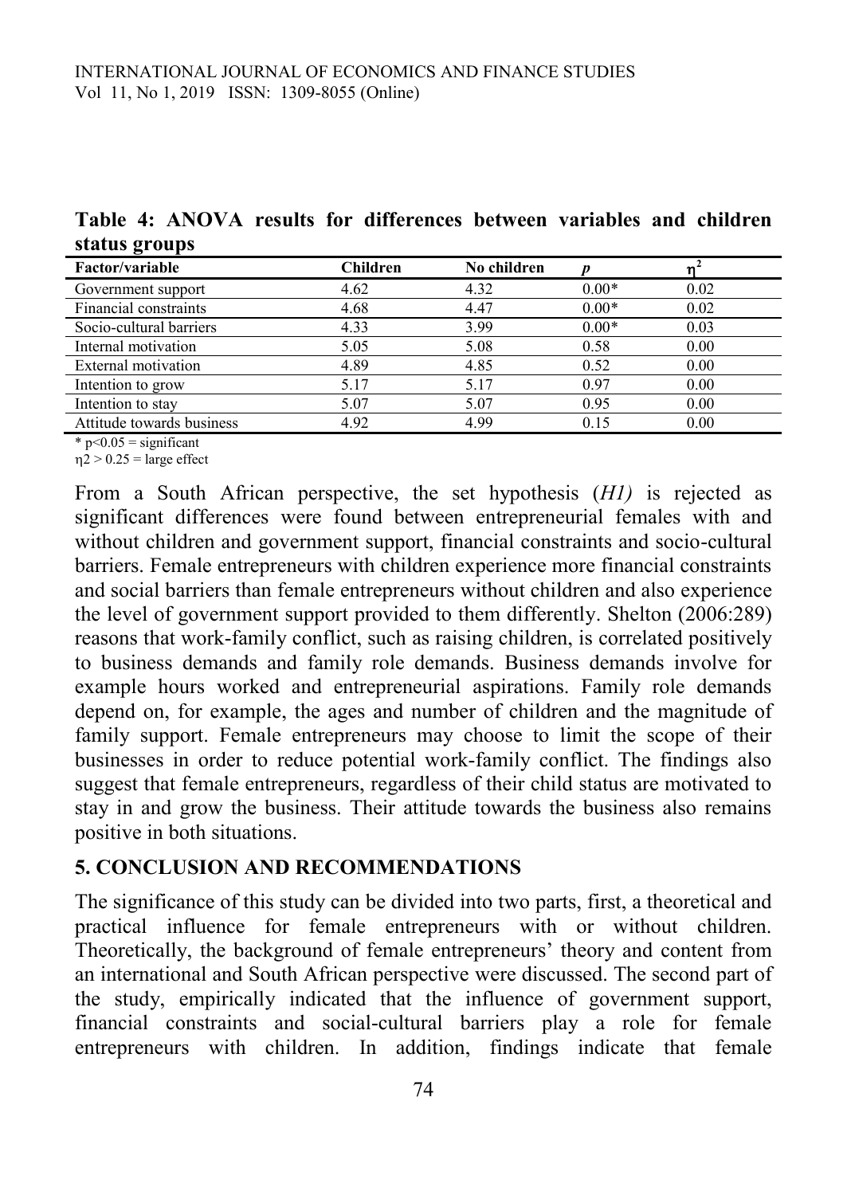**Table 4: ANOVA results for differences between variables and children status groups**

| Factor/variable | Children | No children | *p* | $\eta^2$ |
|---|---|---|---|---|
| Government support | 4.62 | 4.32 | 0.00* | 0.02 |
| Financial constraints | 4.68 | 4.47 | 0.00* | 0.02 |
| Socio-cultural barriers | 4.33 | 3.99 | 0.00* | 0.03 |
| Internal motivation | 5.05 | 5.08 | 0.58 | 0.00 |
| External motivation | 4.89 | 4.85 | 0.52 | 0.00 |
| Intention to grow | 5.17 | 5.17 | 0.97 | 0.00 |
| Intention to stay | 5.07 | 5.07 | 0.95 | 0.00 |
| Attitude towards business | 4.92 | 4.99 | 0.15 | 0.00 |

* $p<0.05$ = significant

$\eta^2 > 0.25$ = large effect

From a South African perspective, the set hypothesis (*H1)* is rejected as significant differences were found between entrepreneurial females with and without children and government support, financial constraints and socio-cultural barriers. Female entrepreneurs with children experience more financial constraints and social barriers than female entrepreneurs without children and also experience the level of government support provided to them differently. Shelton (2006:289) reasons that work-family conflict, such as raising children, is correlated positively to business demands and family role demands. Business demands involve for example hours worked and entrepreneurial aspirations. Family role demands depend on, for example, the ages and number of children and the magnitude of family support. Female entrepreneurs may choose to limit the scope of their businesses in order to reduce potential work-family conflict. The findings also suggest that female entrepreneurs, regardless of their child status are motivated to stay in and grow the business. Their attitude towards the business also remains positive in both situations.

## 5. CONCLUSION AND RECOMMENDATIONS

The significance of this study can be divided into two parts, first, a theoretical and practical influence for female entrepreneurs with or without children. Theoretically, the background of female entrepreneurs' theory and content from an international and South African perspective were discussed. The second part of the study, empirically indicated that the influence of government support, financial constraints and social-cultural barriers play a role for female entrepreneurs with children. In addition, findings indicate that female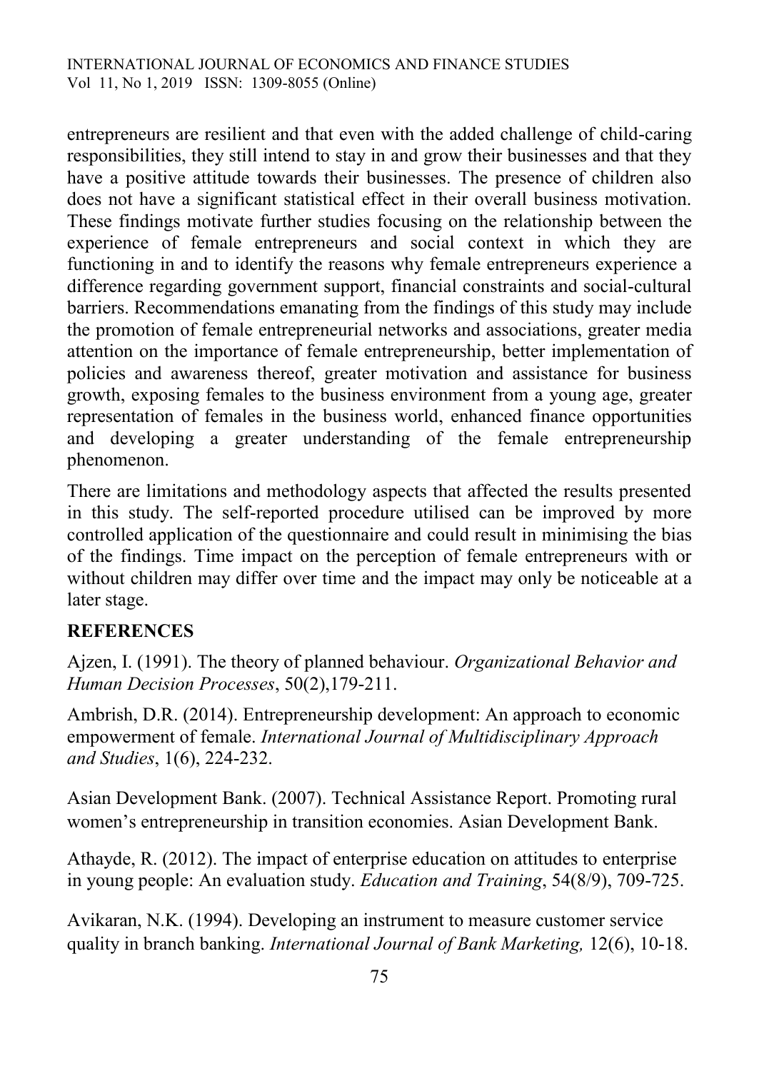entrepreneurs are resilient and that even with the added challenge of child-caring responsibilities, they still intend to stay in and grow their businesses and that they have a positive attitude towards their businesses. The presence of children also does not have a significant statistical effect in their overall business motivation. These findings motivate further studies focusing on the relationship between the experience of female entrepreneurs and social context in which they are functioning in and to identify the reasons why female entrepreneurs experience a difference regarding government support, financial constraints and social-cultural barriers. Recommendations emanating from the findings of this study may include the promotion of female entrepreneurial networks and associations, greater media attention on the importance of female entrepreneurship, better implementation of policies and awareness thereof, greater motivation and assistance for business growth, exposing females to the business environment from a young age, greater representation of females in the business world, enhanced finance opportunities and developing a greater understanding of the female entrepreneurship phenomenon.

There are limitations and methodology aspects that affected the results presented in this study. The self-reported procedure utilised can be improved by more controlled application of the questionnaire and could result in minimising the bias of the findings. Time impact on the perception of female entrepreneurs with or without children may differ over time and the impact may only be noticeable at a later stage.

## REFERENCES

Ajzen, I. (1991). The theory of planned behaviour. *Organizational Behavior and Human Decision Processes*, 50(2),179-211.

Ambrish, D.R. (2014). Entrepreneurship development: An approach to economic empowerment of female. *International Journal of Multidisciplinary Approach and Studies*, 1(6), 224-232.

Asian Development Bank. (2007). Technical Assistance Report. Promoting rural women's entrepreneurship in transition economies. Asian Development Bank.

Athayde, R. (2012). The impact of enterprise education on attitudes to enterprise in young people: An evaluation study. *Education and Training*, 54(8/9), 709-725.

Avikaran, N.K. (1994). Developing an instrument to measure customer service quality in branch banking. *International Journal of Bank Marketing,* 12(6), 10-18.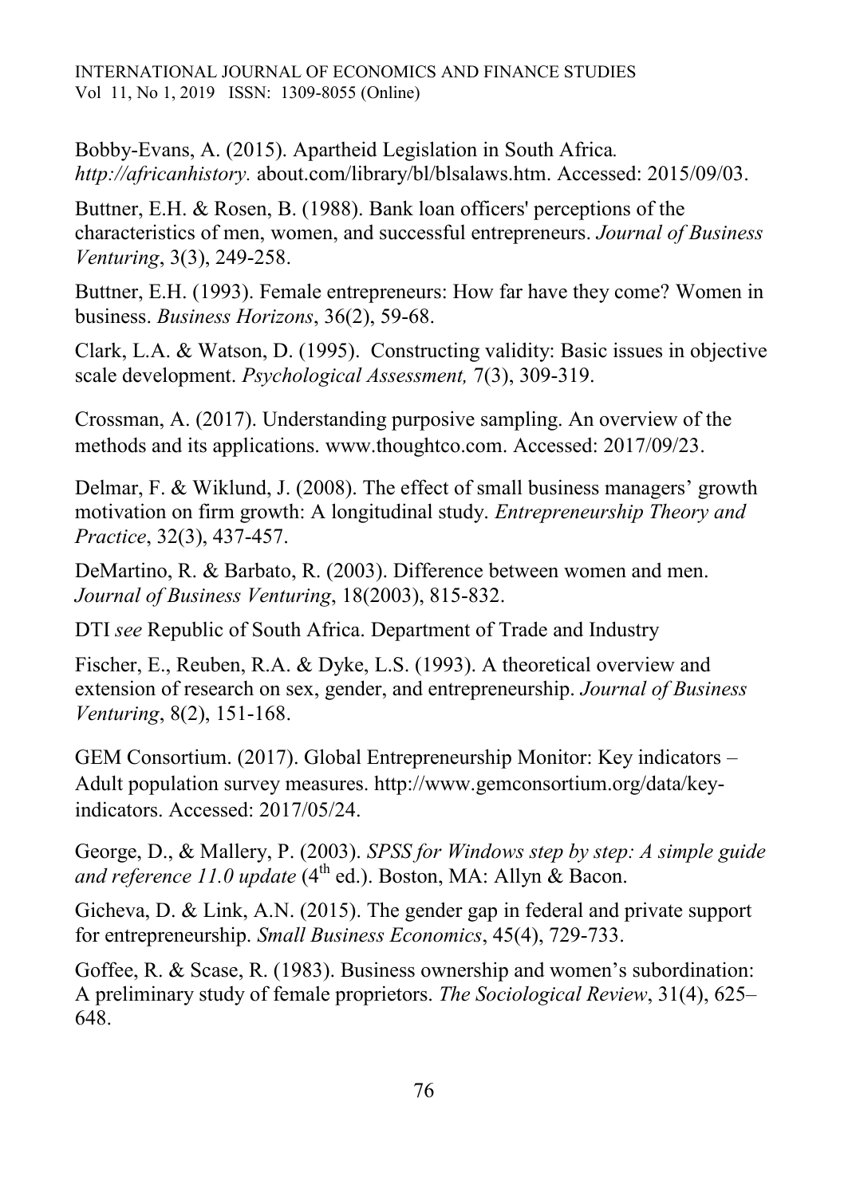Bobby-Evans, A. (2015). Apartheid Legislation in South Africa*.* *http://africanhistory.* about.com/library/bl/blsalaws.htm. Accessed: 2015/09/03.

Buttner, E.H. & Rosen, B. (1988). Bank loan officers' perceptions of the characteristics of men, women, and successful entrepreneurs. *Journal of Business Venturing*, 3(3), 249-258.

Buttner, E.H. (1993). Female entrepreneurs: How far have they come? Women in business. *Business Horizons*, 36(2), 59-68.

Clark, L.A. & Watson, D. (1995). Constructing validity: Basic issues in objective scale development. *Psychological Assessment,* 7(3), 309-319.

Crossman, A. (2017). Understanding purposive sampling. An overview of the methods and its applications. www.thoughtco.com. Accessed: 2017/09/23.

Delmar, F. & Wiklund, J. (2008). The effect of small business managers' growth motivation on firm growth: A longitudinal study. *Entrepreneurship Theory and Practice*, 32(3), 437-457.

DeMartino, R. & Barbato, R. (2003). Difference between women and men. *Journal of Business Venturing*, 18(2003), 815-832.

DTI *see* Republic of South Africa. Department of Trade and Industry

Fischer, E., Reuben, R.A. & Dyke, L.S. (1993). A theoretical overview and extension of research on sex, gender, and entrepreneurship. *Journal of Business Venturing*, 8(2), 151-168.

GEM Consortium. (2017). Global Entrepreneurship Monitor: Key indicators – Adult population survey measures. http://www.gemconsortium.org/data/key-indicators. Accessed: 2017/05/24.

George, D., & Mallery, P. (2003). *SPSS for Windows step by step: A simple guide and reference 11.0 update* (4th ed.). Boston, MA: Allyn & Bacon.

Gicheva, D. & Link, A.N. (2015). The gender gap in federal and private support for entrepreneurship. *Small Business Economics*, 45(4), 729-733.

Goffee, R. & Scase, R. (1983). Business ownership and women's subordination: A preliminary study of female proprietors. *The Sociological Review*, 31(4), 625–648.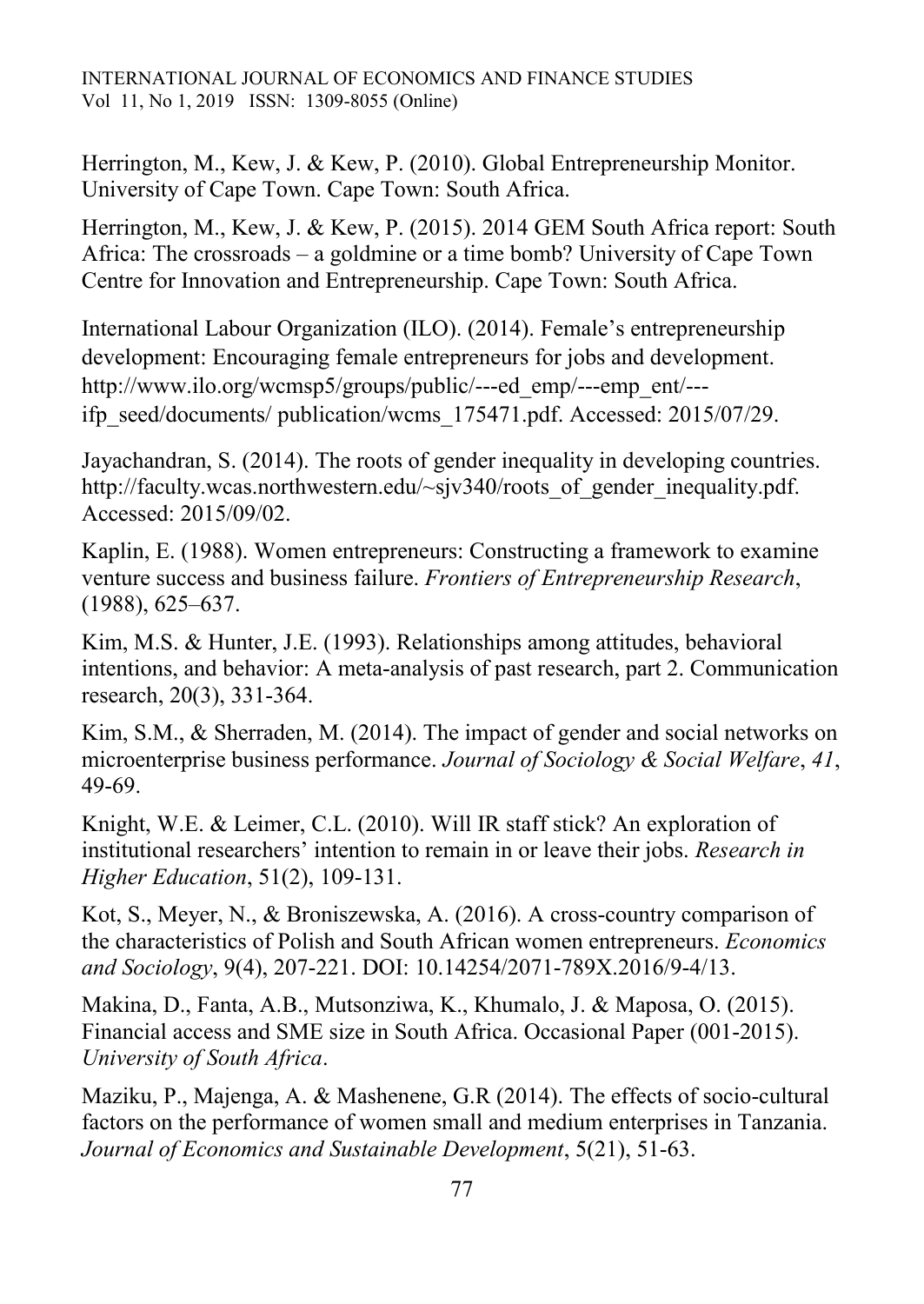Herrington, M., Kew, J. & Kew, P. (2010). Global Entrepreneurship Monitor. University of Cape Town. Cape Town: South Africa.

Herrington, M., Kew, J. & Kew, P. (2015). 2014 GEM South Africa report: South Africa: The crossroads – a goldmine or a time bomb? University of Cape Town Centre for Innovation and Entrepreneurship. Cape Town: South Africa.

International Labour Organization (ILO). (2014). Female's entrepreneurship development: Encouraging female entrepreneurs for jobs and development. http://www.ilo.org/wcmsp5/groups/public/---ed_emp/---emp_ent/---ifp_seed/documents/ publication/wcms_175471.pdf. Accessed: 2015/07/29.

Jayachandran, S. (2014). The roots of gender inequality in developing countries. http://faculty.wcas.northwestern.edu/~sjv340/roots_of_gender_inequality.pdf. Accessed: 2015/09/02.

Kaplin, E. (1988). Women entrepreneurs: Constructing a framework to examine venture success and business failure. *Frontiers of Entrepreneurship Research*, (1988), 625–637.

Kim, M.S. & Hunter, J.E. (1993). Relationships among attitudes, behavioral intentions, and behavior: A meta-analysis of past research, part 2. Communication research, 20(3), 331-364.

Kim, S.M., & Sherraden, M. (2014). The impact of gender and social networks on microenterprise business performance. *Journal of Sociology & Social Welfare*, *41*, 49-69.

Knight, W.E. & Leimer, C.L. (2010). Will IR staff stick? An exploration of institutional researchers' intention to remain in or leave their jobs. *Research in Higher Education*, 51(2), 109-131.

Kot, S., Meyer, N., & Broniszewska, A. (2016). A cross-country comparison of the characteristics of Polish and South African women entrepreneurs. *Economics and Sociology*, 9(4), 207-221. DOI: 10.14254/2071-789X.2016/9-4/13.

Makina, D., Fanta, A.B., Mutsonziwa, K., Khumalo, J. & Maposa, O. (2015). Financial access and SME size in South Africa. Occasional Paper (001-2015). *University of South Africa*.

Maziku, P., Majenga, A. & Mashenene, G.R (2014). The effects of socio-cultural factors on the performance of women small and medium enterprises in Tanzania. *Journal of Economics and Sustainable Development*, 5(21), 51-63.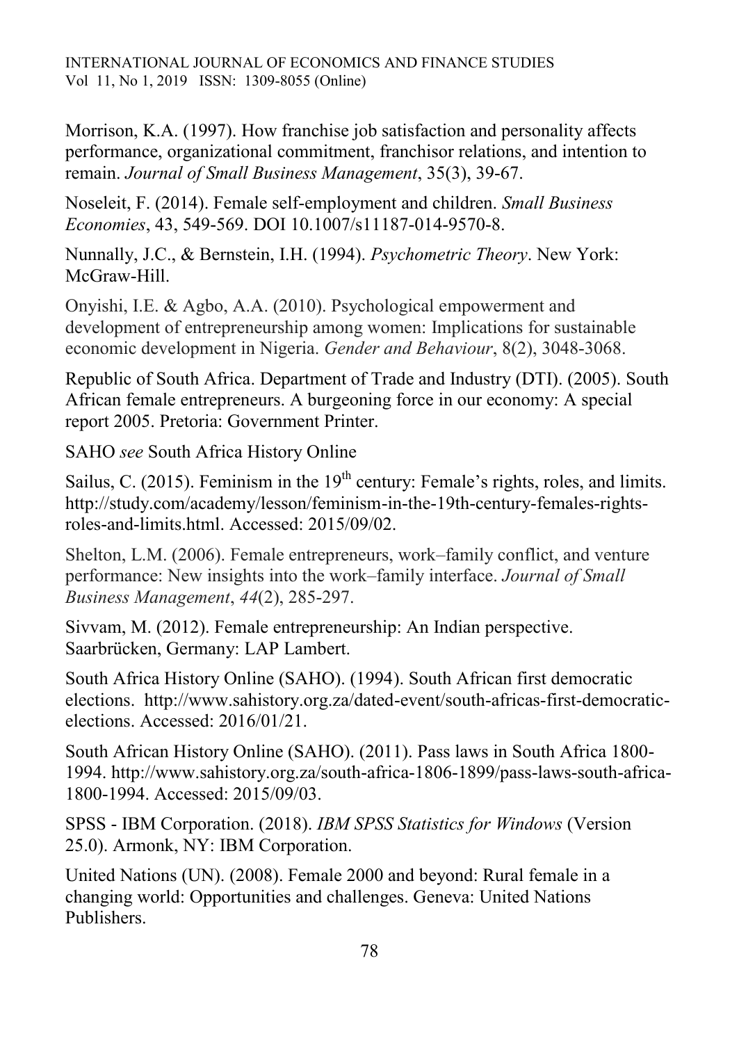Morrison, K.A. (1997). How franchise job satisfaction and personality affects performance, organizational commitment, franchisor relations, and intention to remain. *Journal of Small Business Management*, 35(3), 39-67.

Noseleit, F. (2014). Female self-employment and children. *Small Business Economies*, 43, 549-569. DOI 10.1007/s11187-014-9570-8.

Nunnally, J.C., & Bernstein, I.H. (1994). *Psychometric Theory*. New York: McGraw-Hill.

Onyishi, I.E. & Agbo, A.A. (2010). Psychological empowerment and development of entrepreneurship among women: Implications for sustainable economic development in Nigeria. *Gender and Behaviour*, 8(2), 3048-3068.

Republic of South Africa. Department of Trade and Industry (DTI). (2005). South African female entrepreneurs. A burgeoning force in our economy: A special report 2005. Pretoria: Government Printer.

SAHO *see* South Africa History Online

Sailus, C. (2015). Feminism in the 19th century: Female's rights, roles, and limits. http://study.com/academy/lesson/feminism-in-the-19th-century-females-rights-roles-and-limits.html. Accessed: 2015/09/02.

Shelton, L.M. (2006). Female entrepreneurs, work–family conflict, and venture performance: New insights into the work–family interface. *Journal of Small Business Management*, *44*(2), 285-297.

Sivvam, M. (2012). Female entrepreneurship: An Indian perspective. Saarbrücken, Germany: LAP Lambert.

South Africa History Online (SAHO). (1994). South African first democratic elections. http://www.sahistory.org.za/dated-event/south-africas-first-democratic-elections. Accessed: 2016/01/21.

South African History Online (SAHO). (2011). Pass laws in South Africa 1800-1994. http://www.sahistory.org.za/south-africa-1806-1899/pass-laws-south-africa-1800-1994. Accessed: 2015/09/03.

SPSS - IBM Corporation. (2018). *IBM SPSS Statistics for Windows* (Version 25.0). Armonk, NY: IBM Corporation.

United Nations (UN). (2008). Female 2000 and beyond: Rural female in a changing world: Opportunities and challenges. Geneva: United Nations Publishers.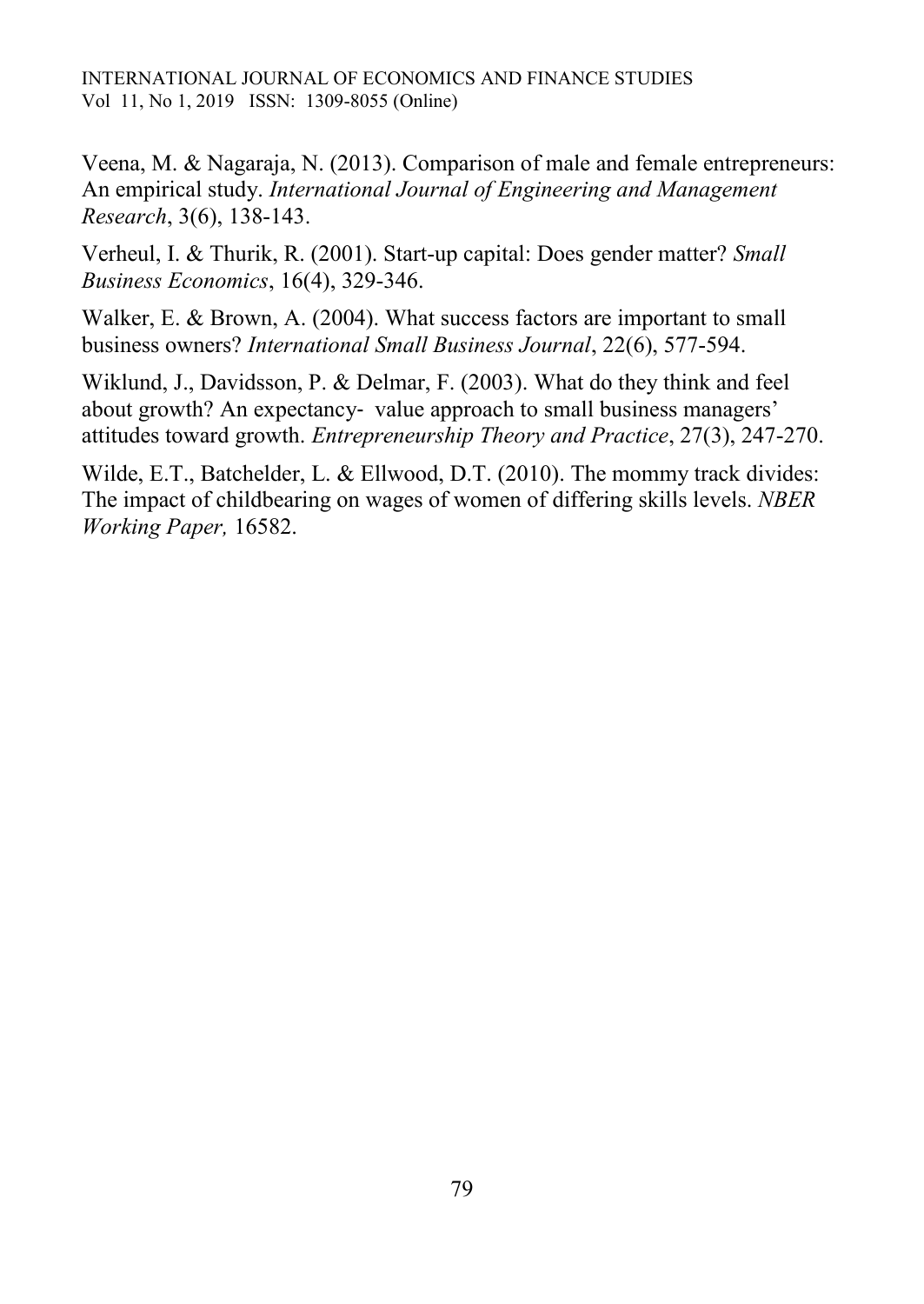Veena, M. & Nagaraja, N. (2013). Comparison of male and female entrepreneurs: An empirical study. *International Journal of Engineering and Management Research*, 3(6), 138-143.

Verheul, I. & Thurik, R. (2001). Start-up capital: Does gender matter? *Small Business Economics*, 16(4), 329-346.

Walker, E. & Brown, A. (2004). What success factors are important to small business owners? *International Small Business Journal*, 22(6), 577-594.

Wiklund, J., Davidsson, P. & Delmar, F. (2003). What do they think and feel about growth? An expectancy- value approach to small business managers' attitudes toward growth. *Entrepreneurship Theory and Practice*, 27(3), 247-270.

Wilde, E.T., Batchelder, L. & Ellwood, D.T. (2010). The mommy track divides: The impact of childbearing on wages of women of differing skills levels. *NBER Working Paper,* 16582.